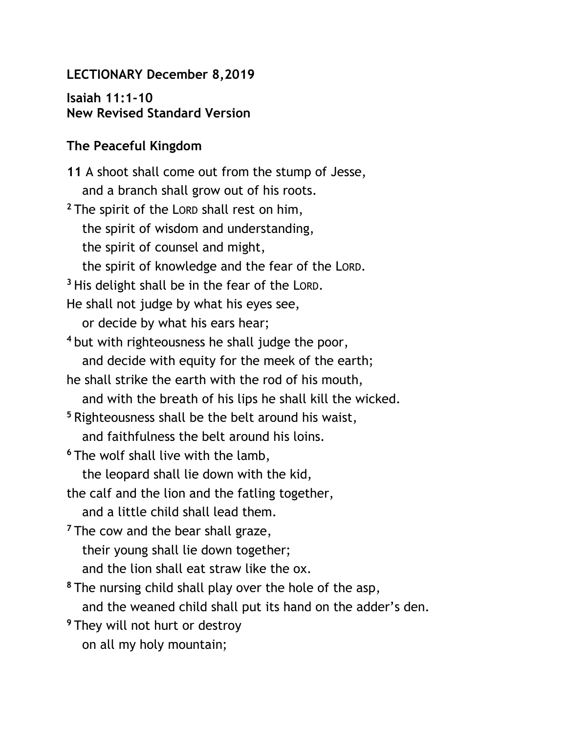**LECTIONARY December 8,2019**

**Isaiah 11:1-10**
**New Revised Standard Version**

**The Peaceful Kingdom**

**11** A shoot shall come out from the stump of Jesse,
and a branch shall grow out of his roots.
2 The spirit of the LORD shall rest on him,
the spirit of wisdom and understanding,
the spirit of counsel and might,
the spirit of knowledge and the fear of the LORD.
3 His delight shall be in the fear of the LORD.
He shall not judge by what his eyes see,
or decide by what his ears hear;
4 but with righteousness he shall judge the poor,
and decide with equity for the meek of the earth;
he shall strike the earth with the rod of his mouth,
and with the breath of his lips he shall kill the wicked.
5 Righteousness shall be the belt around his waist,
and faithfulness the belt around his loins.
6 The wolf shall live with the lamb,
the leopard shall lie down with the kid,
the calf and the lion and the fatling together,
and a little child shall lead them.
7 The cow and the bear shall graze,
their young shall lie down together;
and the lion shall eat straw like the ox.
8 The nursing child shall play over the hole of the asp,
and the weaned child shall put its hand on the adder's den.
9 They will not hurt or destroy
on all my holy mountain;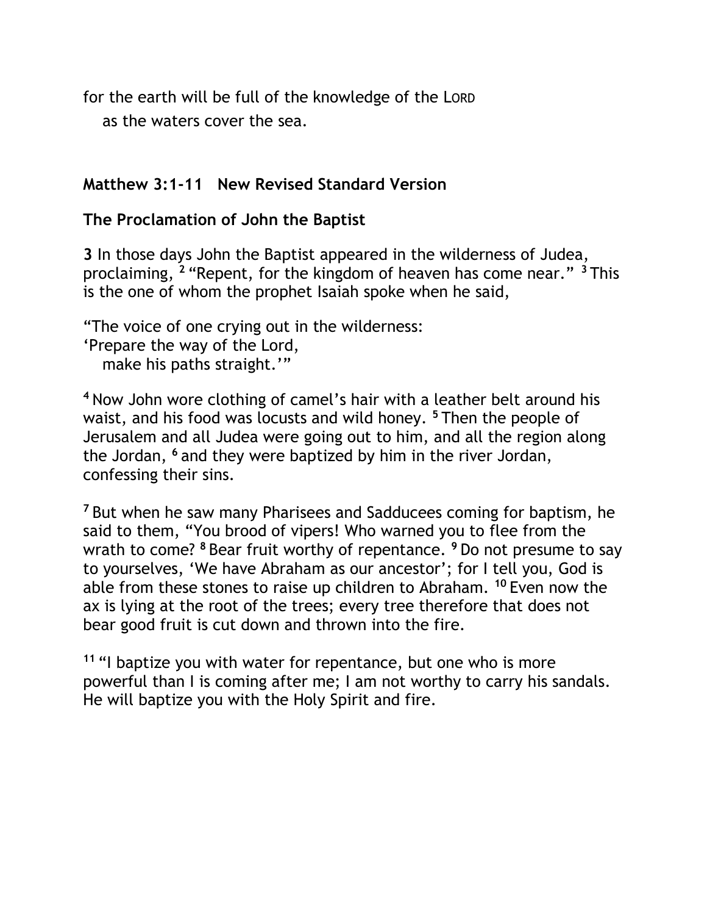for the earth will be full of the knowledge of the LORD
as the waters cover the sea.

**Matthew 3:1-11 New Revised Standard Version**

**The Proclamation of John the Baptist**

**3** In those days John the Baptist appeared in the wilderness of Judea, proclaiming, [2] "Repent, for the kingdom of heaven has come near." [3] This is the one of whom the prophet Isaiah spoke when he said,

"The voice of one crying out in the wilderness:
'Prepare the way of the Lord,
make his paths straight.'"

[4] Now John wore clothing of camel's hair with a leather belt around his waist, and his food was locusts and wild honey. [5] Then the people of Jerusalem and all Judea were going out to him, and all the region along the Jordan, [6] and they were baptized by him in the river Jordan, confessing their sins.

[7] But when he saw many Pharisees and Sadducees coming for baptism, he said to them, "You brood of vipers! Who warned you to flee from the wrath to come? [8] Bear fruit worthy of repentance. [9] Do not presume to say to yourselves, 'We have Abraham as our ancestor'; for I tell you, God is able from these stones to raise up children to Abraham. [10] Even now the ax is lying at the root of the trees; every tree therefore that does not bear good fruit is cut down and thrown into the fire.

[11] "I baptize you with water for repentance, but one who is more powerful than I is coming after me; I am not worthy to carry his sandals. He will baptize you with the Holy Spirit and fire.